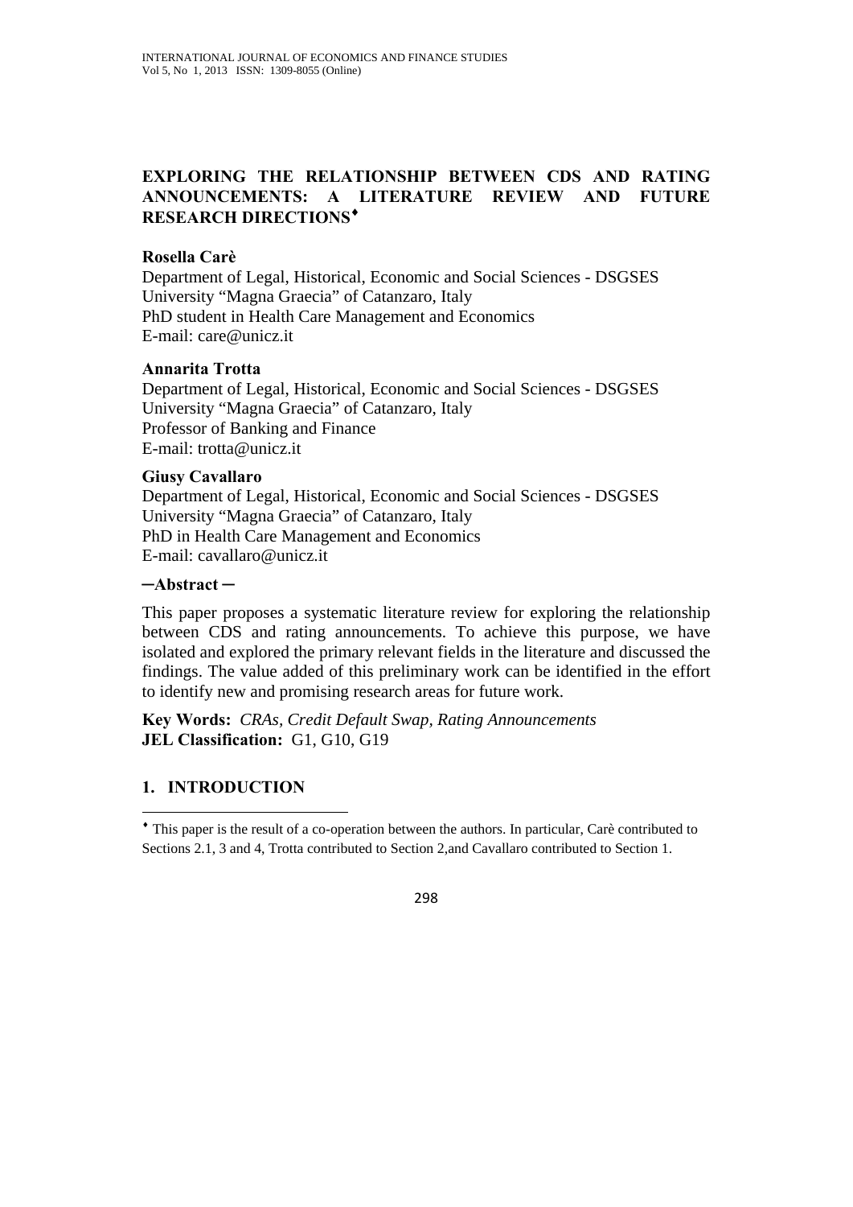# EXPLORING THE RELATIONSHIP BETWEEN CDS AND RATING ANNOUNCEMENTS: A LITERATURE REVIEW AND FUTURE RESEARCH DIRECTIONS[♦]

**Rosella Carè**
Department of Legal, Historical, Economic and Social Sciences - DSGSES
University "Magna Graecia" of Catanzaro, Italy
PhD student in Health Care Management and Economics
E-mail: care@unicz.it

**Annarita Trotta**
Department of Legal, Historical, Economic and Social Sciences - DSGSES
University "Magna Graecia" of Catanzaro, Italy
Professor of Banking and Finance
E-mail: trotta@unicz.it

**Giusy Cavallaro**
Department of Legal, Historical, Economic and Social Sciences - DSGSES
University "Magna Graecia" of Catanzaro, Italy
PhD in Health Care Management and Economics
E-mail: cavallaro@unicz.it

**─Abstract ─**

This paper proposes a systematic literature review for exploring the relationship between CDS and rating announcements. To achieve this purpose, we have isolated and explored the primary relevant fields in the literature and discussed the findings. The value added of this preliminary work can be identified in the effort to identify new and promising research areas for future work.

**Key Words:** *CRAs, Credit Default Swap, Rating Announcements*
**JEL Classification:** G1, G10, G19

## 1. INTRODUCTION

[♦] This paper is the result of a co-operation between the authors. In particular, Carè contributed to Sections 2.1, 3 and 4, Trotta contributed to Section 2,and Cavallaro contributed to Section 1.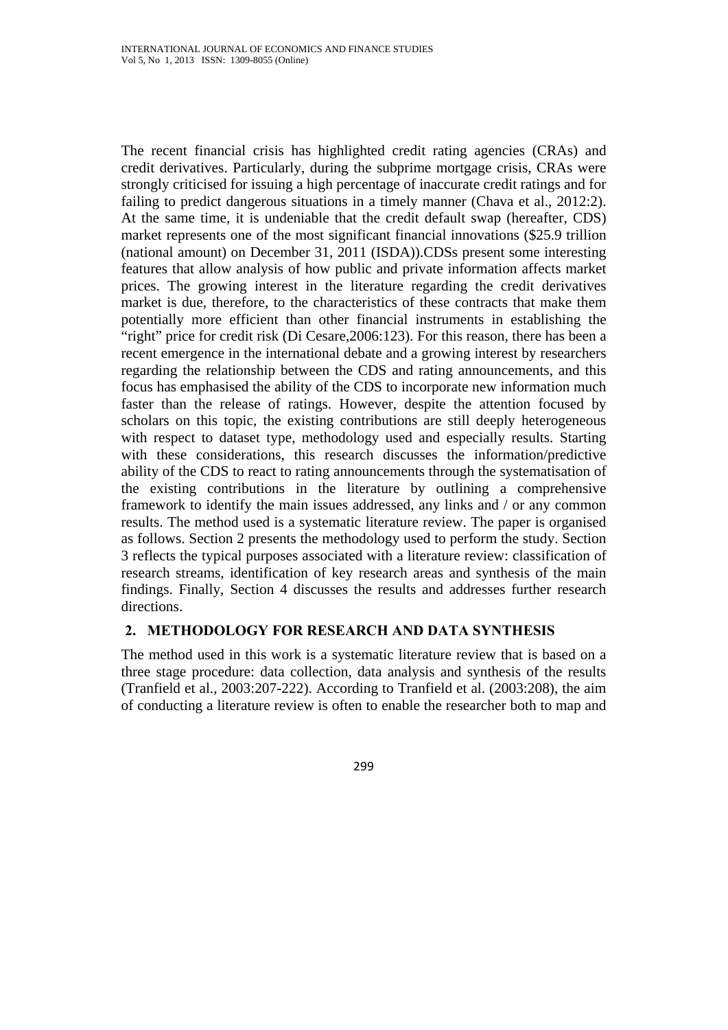The recent financial crisis has highlighted credit rating agencies (CRAs) and credit derivatives. Particularly, during the subprime mortgage crisis, CRAs were strongly criticised for issuing a high percentage of inaccurate credit ratings and for failing to predict dangerous situations in a timely manner (Chava et al., 2012:2). At the same time, it is undeniable that the credit default swap (hereafter, CDS) market represents one of the most significant financial innovations ($25.9 trillion (national amount) on December 31, 2011 (ISDA)).CDSs present some interesting features that allow analysis of how public and private information affects market prices. The growing interest in the literature regarding the credit derivatives market is due, therefore, to the characteristics of these contracts that make them potentially more efficient than other financial instruments in establishing the "right" price for credit risk (Di Cesare,2006:123). For this reason, there has been a recent emergence in the international debate and a growing interest by researchers regarding the relationship between the CDS and rating announcements, and this focus has emphasised the ability of the CDS to incorporate new information much faster than the release of ratings. However, despite the attention focused by scholars on this topic, the existing contributions are still deeply heterogeneous with respect to dataset type, methodology used and especially results. Starting with these considerations, this research discusses the information/predictive ability of the CDS to react to rating announcements through the systematisation of the existing contributions in the literature by outlining a comprehensive framework to identify the main issues addressed, any links and / or any common results. The method used is a systematic literature review. The paper is organised as follows. Section 2 presents the methodology used to perform the study. Section 3 reflects the typical purposes associated with a literature review: classification of research streams, identification of key research areas and synthesis of the main findings. Finally, Section 4 discusses the results and addresses further research directions.

## 2. METHODOLOGY FOR RESEARCH AND DATA SYNTHESIS

The method used in this work is a systematic literature review that is based on a three stage procedure: data collection, data analysis and synthesis of the results (Tranfield et al., 2003:207-222). According to Tranfield et al. (2003:208), the aim of conducting a literature review is often to enable the researcher both to map and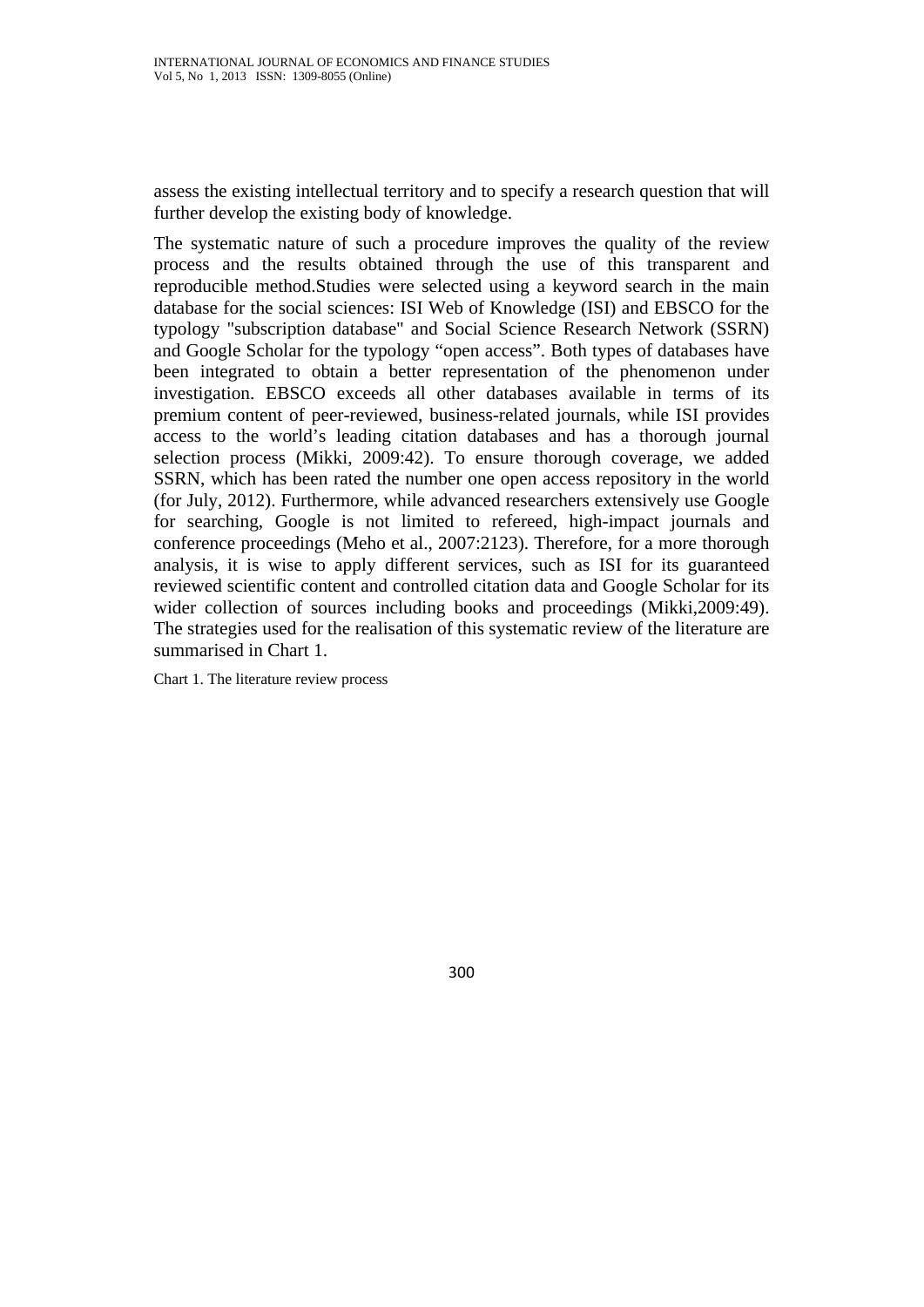assess the existing intellectual territory and to specify a research question that will further develop the existing body of knowledge.

The systematic nature of such a procedure improves the quality of the review process and the results obtained through the use of this transparent and reproducible method.Studies were selected using a keyword search in the main database for the social sciences: ISI Web of Knowledge (ISI) and EBSCO for the typology "subscription database" and Social Science Research Network (SSRN) and Google Scholar for the typology “open access”. Both types of databases have been integrated to obtain a better representation of the phenomenon under investigation. EBSCO exceeds all other databases available in terms of its premium content of peer-reviewed, business-related journals, while ISI provides access to the world’s leading citation databases and has a thorough journal selection process (Mikki, 2009:42). To ensure thorough coverage, we added SSRN, which has been rated the number one open access repository in the world (for July, 2012). Furthermore, while advanced researchers extensively use Google for searching, Google is not limited to refereed, high-impact journals and conference proceedings (Meho et al., 2007:2123). Therefore, for a more thorough analysis, it is wise to apply different services, such as ISI for its guaranteed reviewed scientific content and controlled citation data and Google Scholar for its wider collection of sources including books and proceedings (Mikki,2009:49). The strategies used for the realisation of this systematic review of the literature are summarised in Chart 1.

Chart 1. The literature review process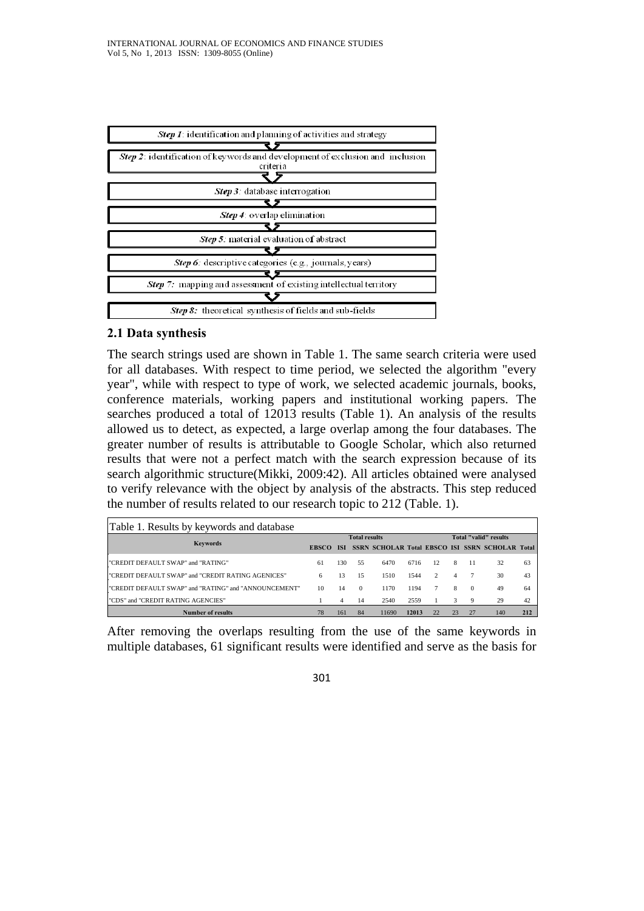*Step 1*: identification and planning of activities and strategy

*Step 2*: identification of keywords and development of exclusion and inclusion criteria

*Step 3*: database interrogation

*Step 4*: overlap elimination

*Step 5*: material evaluation of abstract

*Step 6*: descriptive categories (e.g., journals, years)

*Step 7*: mapping and assessment of existing intellectual territory

*Step 8*: theoretical synthesis of fields and sub-fields

## 2.1 Data synthesis

The search strings used are shown in Table 1. The same search criteria were used for all databases. With respect to time period, we selected the algorithm "every year", while with respect to type of work, we selected academic journals, books, conference materials, working papers and institutional working papers. The searches produced a total of 12013 results (Table 1). An analysis of the results allowed us to detect, as expected, a large overlap among the four databases. The greater number of results is attributable to Google Scholar, which also returned results that were not a perfect match with the search expression because of its search algorithmic structure(Mikki, 2009:42). All articles obtained were analysed to verify relevance with the object by analysis of the abstracts. This step reduced the number of results related to our research topic to 212 (Table. 1).

Table 1. Results by keywords and database

| Keywords | Total results | | | | | Total "valid" results | | | | |
|---|---|---|---|---|---|---|---|---|---|---|
| | EBSCO | ISI | SSRN | SCHOLAR | Total | EBSCO | ISI | SSRN | SCHOLAR | Total |
| "CREDIT DEFAULT SWAP" and "RATING" | 61 | 130 | 55 | 6470 | 6716 | 12 | 8 | 11 | 32 | 63 |
| "CREDIT DEFAULT SWAP" and "CREDIT RATING AGENICES" | 6 | 13 | 15 | 1510 | 1544 | 2 | 4 | 7 | 30 | 43 |
| "CREDIT DEFAULT SWAP" and "RATING" and "ANNOUNCEMENT" | 10 | 14 | 0 | 1170 | 1194 | 7 | 8 | 0 | 49 | 64 |
| "CDS" and "CREDIT RATING AGENCIES" | 1 | 4 | 14 | 2540 | 2559 | 1 | 3 | 9 | 29 | 42 |
| **Number of results** | 78 | 161 | 84 | 11690 | **12013** | 22 | 23 | 27 | 140 | **212** |

After removing the overlaps resulting from the use of the same keywords in multiple databases, 61 significant results were identified and serve as the basis for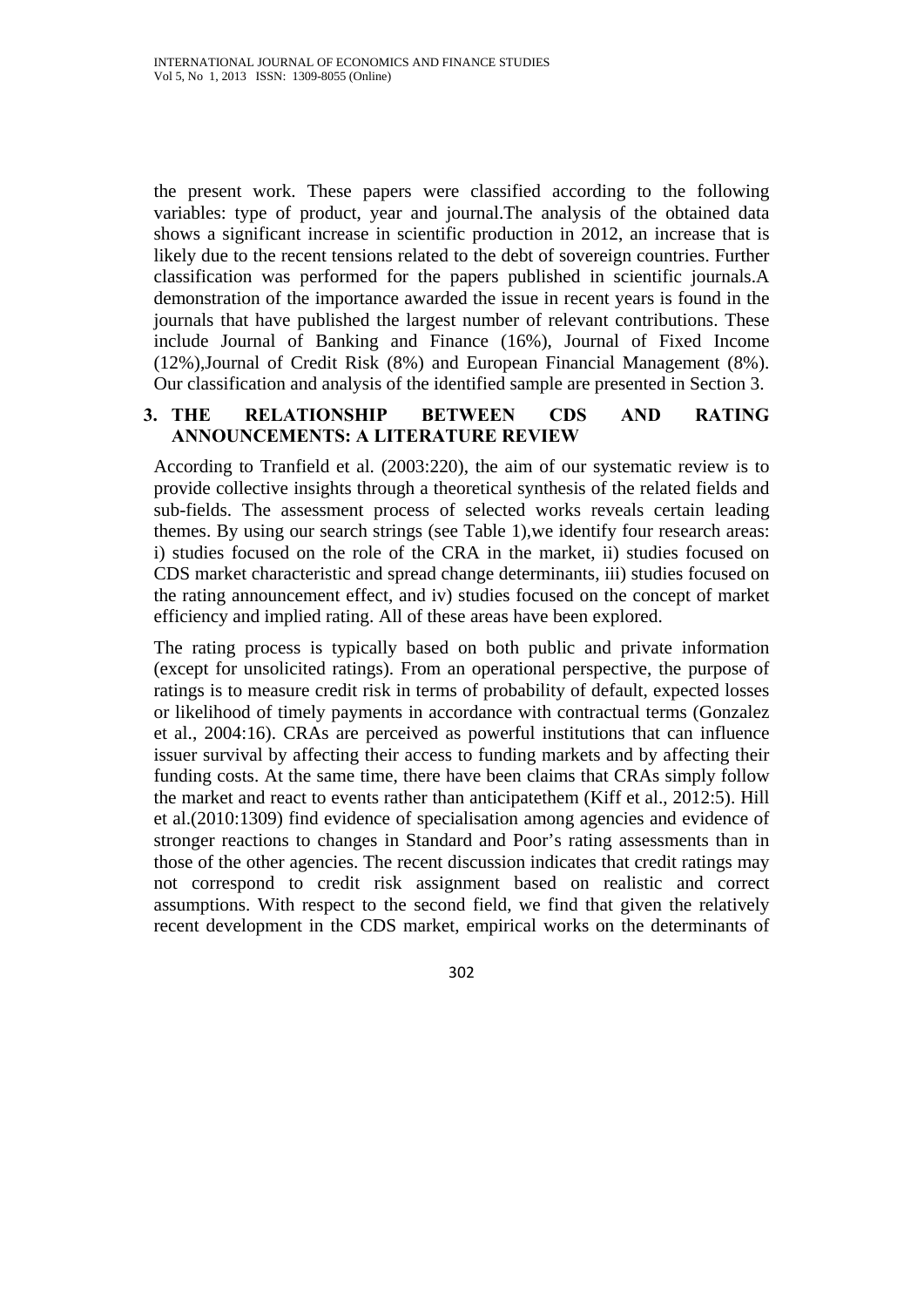the present work. These papers were classified according to the following variables: type of product, year and journal.The analysis of the obtained data shows a significant increase in scientific production in 2012, an increase that is likely due to the recent tensions related to the debt of sovereign countries. Further classification was performed for the papers published in scientific journals.A demonstration of the importance awarded the issue in recent years is found in the journals that have published the largest number of relevant contributions. These include Journal of Banking and Finance (16%), Journal of Fixed Income (12%),Journal of Credit Risk (8%) and European Financial Management (8%). Our classification and analysis of the identified sample are presented in Section 3.

## 3. THE RELATIONSHIP BETWEEN CDS AND RATING ANNOUNCEMENTS: A LITERATURE REVIEW

According to Tranfield et al. (2003:220), the aim of our systematic review is to provide collective insights through a theoretical synthesis of the related fields and sub-fields. The assessment process of selected works reveals certain leading themes. By using our search strings (see Table 1),we identify four research areas: i) studies focused on the role of the CRA in the market, ii) studies focused on CDS market characteristic and spread change determinants, iii) studies focused on the rating announcement effect, and iv) studies focused on the concept of market efficiency and implied rating. All of these areas have been explored.

The rating process is typically based on both public and private information (except for unsolicited ratings). From an operational perspective, the purpose of ratings is to measure credit risk in terms of probability of default, expected losses or likelihood of timely payments in accordance with contractual terms (Gonzalez et al., 2004:16). CRAs are perceived as powerful institutions that can influence issuer survival by affecting their access to funding markets and by affecting their funding costs. At the same time, there have been claims that CRAs simply follow the market and react to events rather than anticipatethem (Kiff et al., 2012:5). Hill et al.(2010:1309) find evidence of specialisation among agencies and evidence of stronger reactions to changes in Standard and Poor's rating assessments than in those of the other agencies. The recent discussion indicates that credit ratings may not correspond to credit risk assignment based on realistic and correct assumptions. With respect to the second field, we find that given the relatively recent development in the CDS market, empirical works on the determinants of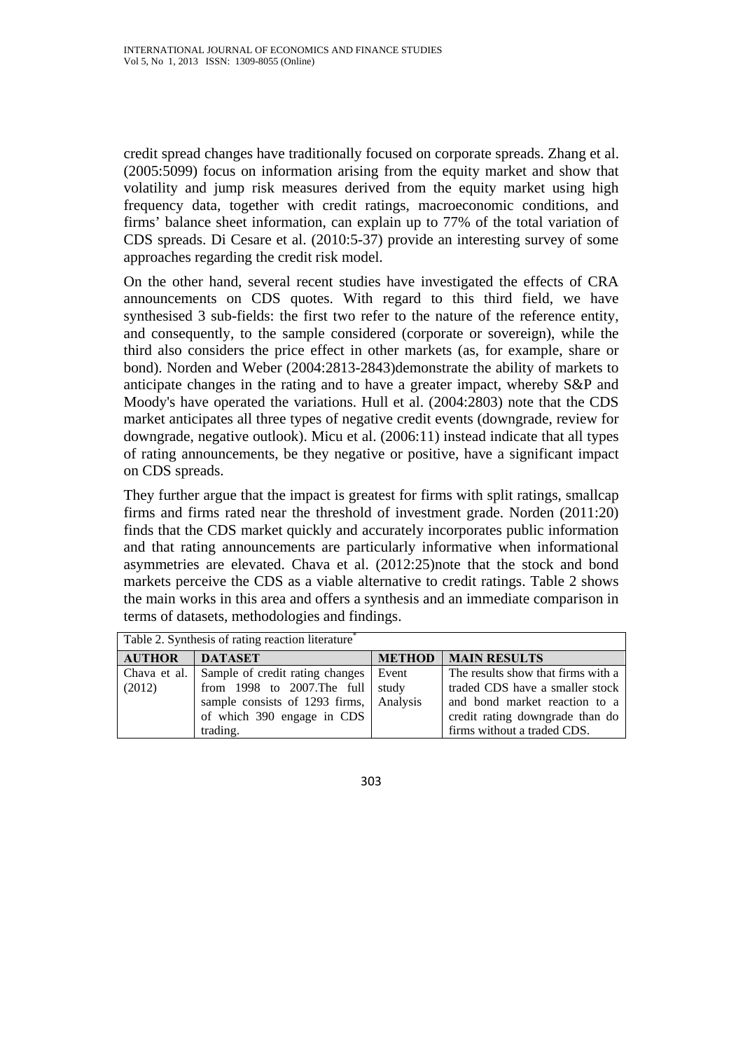credit spread changes have traditionally focused on corporate spreads. Zhang et al. (2005:5099) focus on information arising from the equity market and show that volatility and jump risk measures derived from the equity market using high frequency data, together with credit ratings, macroeconomic conditions, and firms' balance sheet information, can explain up to 77% of the total variation of CDS spreads. Di Cesare et al. (2010:5-37) provide an interesting survey of some approaches regarding the credit risk model.

On the other hand, several recent studies have investigated the effects of CRA announcements on CDS quotes. With regard to this third field, we have synthesised 3 sub-fields: the first two refer to the nature of the reference entity, and consequently, to the sample considered (corporate or sovereign), while the third also considers the price effect in other markets (as, for example, share or bond). Norden and Weber (2004:2813-2843)demonstrate the ability of markets to anticipate changes in the rating and to have a greater impact, whereby S&P and Moody's have operated the variations. Hull et al. (2004:2803) note that the CDS market anticipates all three types of negative credit events (downgrade, review for downgrade, negative outlook). Micu et al. (2006:11) instead indicate that all types of rating announcements, be they negative or positive, have a significant impact on CDS spreads.

They further argue that the impact is greatest for firms with split ratings, smallcap firms and firms rated near the threshold of investment grade. Norden (2011:20) finds that the CDS market quickly and accurately incorporates public information and that rating announcements are particularly informative when informational asymmetries are elevated. Chava et al. (2012:25)note that the stock and bond markets perceive the CDS as a viable alternative to credit ratings. Table 2 shows the main works in this area and offers a synthesis and an immediate comparison in terms of datasets, methodologies and findings.

Table 2. Synthesis of rating reaction literature*

| **AUTHOR** | **DATASET** | **METHOD** | **MAIN RESULTS** |
|---|---|---|---|
| Chava et al. (2012) | Sample of credit rating changes from 1998 to 2007.The full sample consists of 1293 firms, of which 390 engage in CDS trading. | Event study Analysis | The results show that firms with a traded CDS have a smaller stock and bond market reaction to a credit rating downgrade than do firms without a traded CDS. |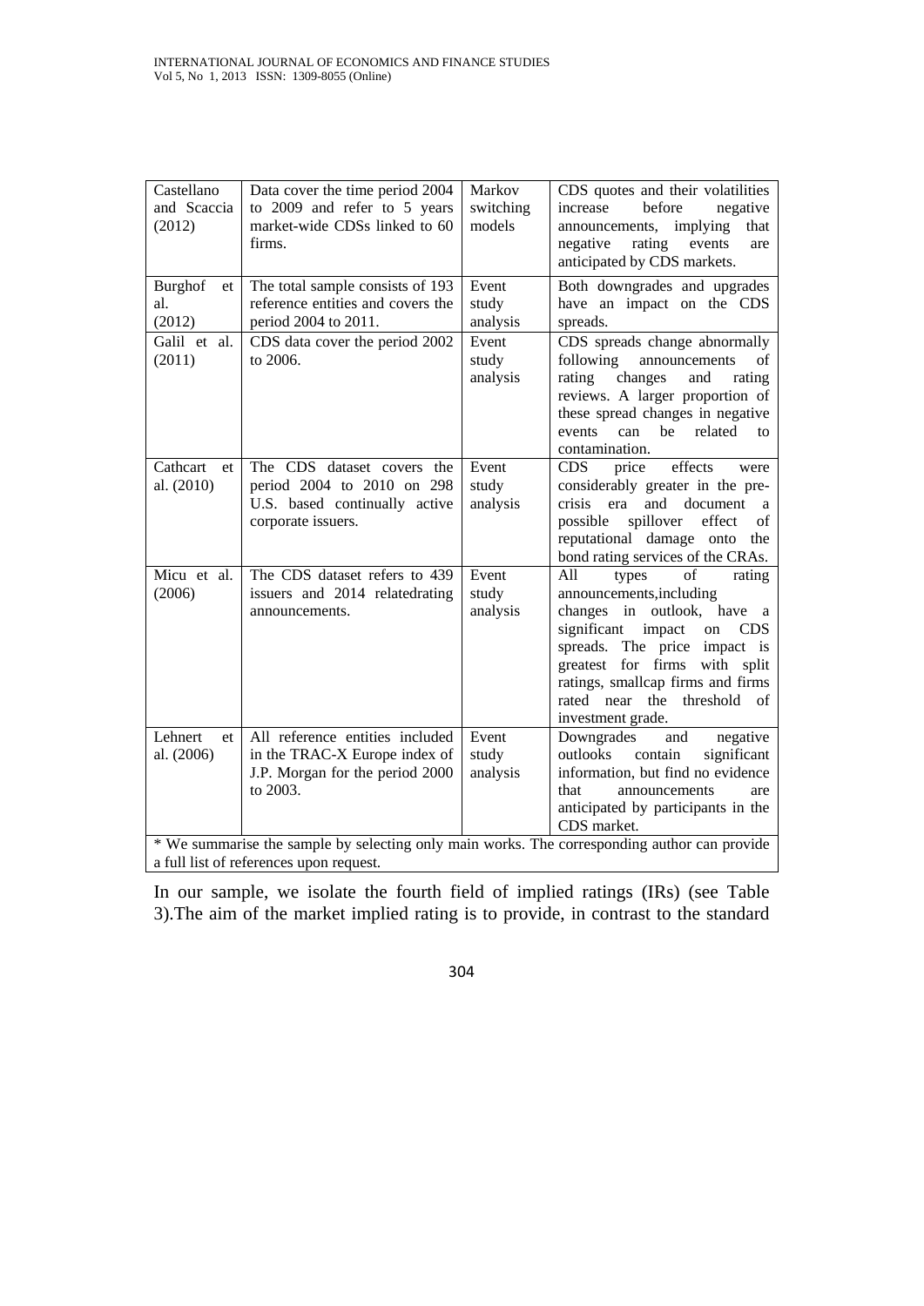| | | | |
|---|---|---|---|
| Castellano and Scaccia (2012) | Data cover the time period 2004 to 2009 and refer to 5 years market-wide CDSs linked to 60 firms. | Markov switching models | CDS quotes and their volatilities increase before negative announcements, implying that negative rating events are anticipated by CDS markets. |
| Burghof et al. (2012) | The total sample consists of 193 reference entities and covers the period 2004 to 2011. | Event study analysis | Both downgrades and upgrades have an impact on the CDS spreads. |
| Galil et al. (2011) | CDS data cover the period 2002 to 2006. | Event study analysis | CDS spreads change abnormally following announcements of rating changes and rating reviews. A larger proportion of these spread changes in negative events can be related to contamination. |
| Cathcart et al. (2010) | The CDS dataset covers the period 2004 to 2010 on 298 U.S. based continually active corporate issuers. | Event study analysis | CDS price effects were considerably greater in the pre-crisis era and document a possible spillover effect of reputational damage onto the bond rating services of the CRAs. |
| Micu et al. (2006) | The CDS dataset refers to 439 issuers and 2014 relatedrating announcements. | Event study analysis | All types of rating announcements,including changes in outlook, have a significant impact on CDS spreads. The price impact is greatest for firms with split ratings, smallcap firms and firms rated near the threshold of investment grade. |
| Lehnert et al. (2006) | All reference entities included in the TRAC-X Europe index of J.P. Morgan for the period 2000 to 2003. | Event study analysis | Downgrades and negative outlooks contain significant information, but find no evidence that announcements are anticipated by participants in the CDS market. |

* We summarise the sample by selecting only main works. The corresponding author can provide a full list of references upon request.

In our sample, we isolate the fourth field of implied ratings (IRs) (see Table 3).The aim of the market implied rating is to provide, in contrast to the standard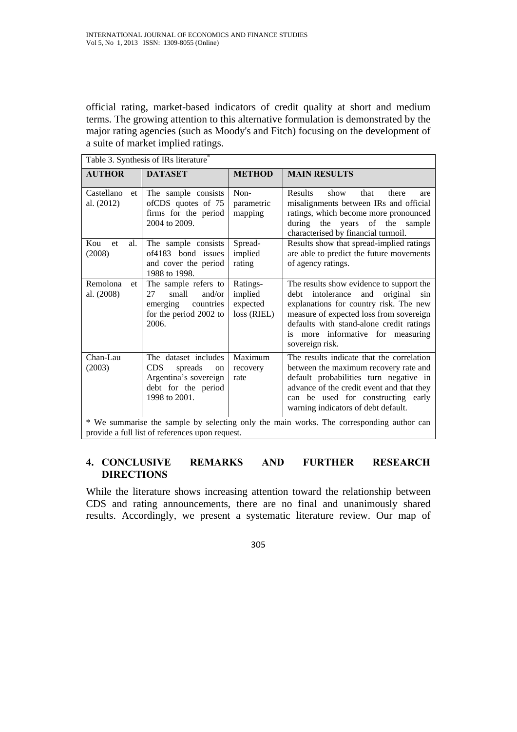official rating, market-based indicators of credit quality at short and medium terms. The growing attention to this alternative formulation is demonstrated by the major rating agencies (such as Moody's and Fitch) focusing on the development of a suite of market implied ratings.

Table 3. Synthesis of IRs literature*

| AUTHOR | DATASET | METHOD | MAIN RESULTS |
|---|---|---|---|
| Castellano et al. (2012) | The sample consists ofCDS quotes of 75 firms for the period 2004 to 2009. | Non-parametric mapping | Results show that there are misalignments between IRs and official ratings, which become more pronounced during the years of the sample characterised by financial turmoil. |
| Kou et al. (2008) | The sample consists of4183 bond issues and cover the period 1988 to 1998. | Spread-implied rating | Results show that spread-implied ratings are able to predict the future movements of agency ratings. |
| Remolona et al. (2008) | The sample refers to 27 small and/or emerging countries for the period 2002 to 2006. | Ratings-implied expected loss (RIEL) | The results show evidence to support the debt intolerance and original sin explanations for country risk. The new measure of expected loss from sovereign defaults with stand-alone credit ratings is more informative for measuring sovereign risk. |
| Chan-Lau (2003) | The dataset includes CDS spreads on Argentina's sovereign debt for the period 1998 to 2001. | Maximum recovery rate | The results indicate that the correlation between the maximum recovery rate and default probabilities turn negative in advance of the credit event and that they can be used for constructing early warning indicators of debt default. |

* We summarise the sample by selecting only the main works. The corresponding author can provide a full list of references upon request.

## 4. CONCLUSIVE REMARKS AND FURTHER RESEARCH DIRECTIONS

While the literature shows increasing attention toward the relationship between CDS and rating announcements, there are no final and unanimously shared results. Accordingly, we present a systematic literature review. Our map of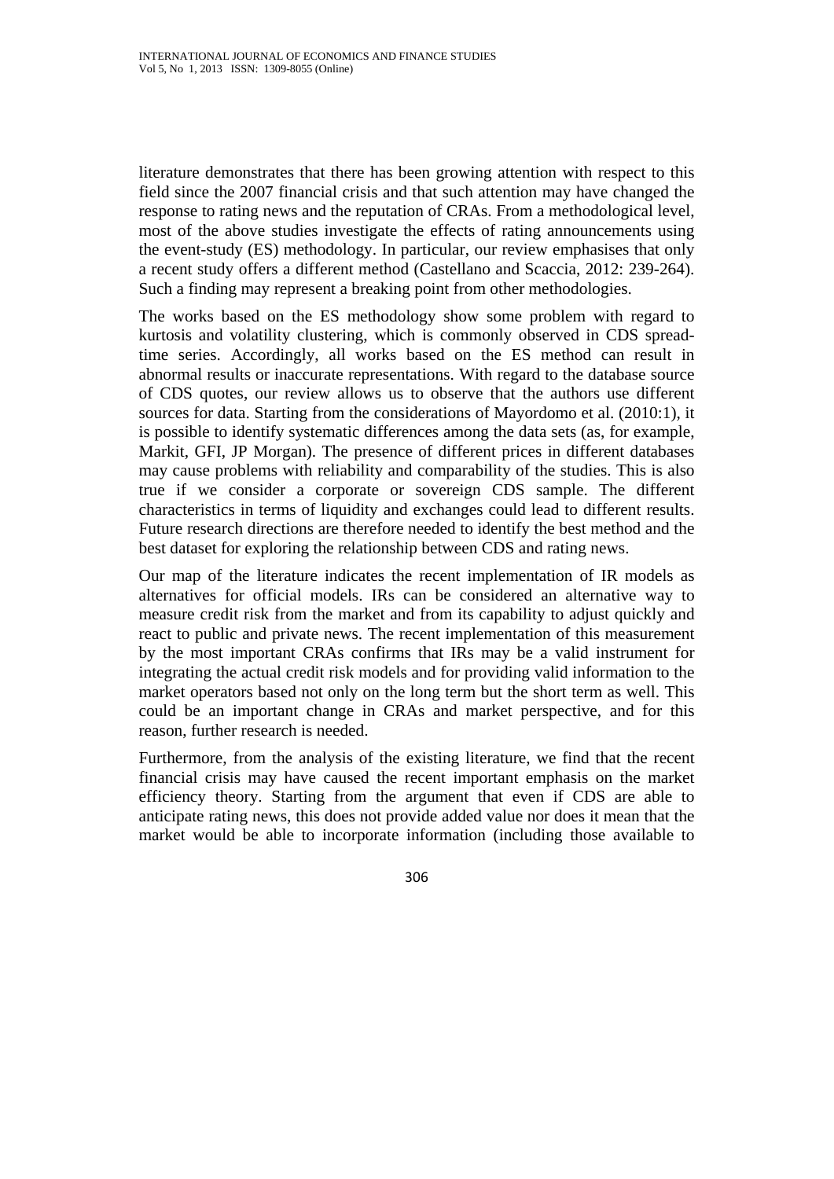literature demonstrates that there has been growing attention with respect to this field since the 2007 financial crisis and that such attention may have changed the response to rating news and the reputation of CRAs. From a methodological level, most of the above studies investigate the effects of rating announcements using the event-study (ES) methodology. In particular, our review emphasises that only a recent study offers a different method (Castellano and Scaccia, 2012: 239-264). Such a finding may represent a breaking point from other methodologies.

The works based on the ES methodology show some problem with regard to kurtosis and volatility clustering, which is commonly observed in CDS spread-time series. Accordingly, all works based on the ES method can result in abnormal results or inaccurate representations. With regard to the database source of CDS quotes, our review allows us to observe that the authors use different sources for data. Starting from the considerations of Mayordomo et al. (2010:1), it is possible to identify systematic differences among the data sets (as, for example, Markit, GFI, JP Morgan). The presence of different prices in different databases may cause problems with reliability and comparability of the studies. This is also true if we consider a corporate or sovereign CDS sample. The different characteristics in terms of liquidity and exchanges could lead to different results. Future research directions are therefore needed to identify the best method and the best dataset for exploring the relationship between CDS and rating news.

Our map of the literature indicates the recent implementation of IR models as alternatives for official models. IRs can be considered an alternative way to measure credit risk from the market and from its capability to adjust quickly and react to public and private news. The recent implementation of this measurement by the most important CRAs confirms that IRs may be a valid instrument for integrating the actual credit risk models and for providing valid information to the market operators based not only on the long term but the short term as well. This could be an important change in CRAs and market perspective, and for this reason, further research is needed.

Furthermore, from the analysis of the existing literature, we find that the recent financial crisis may have caused the recent important emphasis on the market efficiency theory. Starting from the argument that even if CDS are able to anticipate rating news, this does not provide added value nor does it mean that the market would be able to incorporate information (including those available to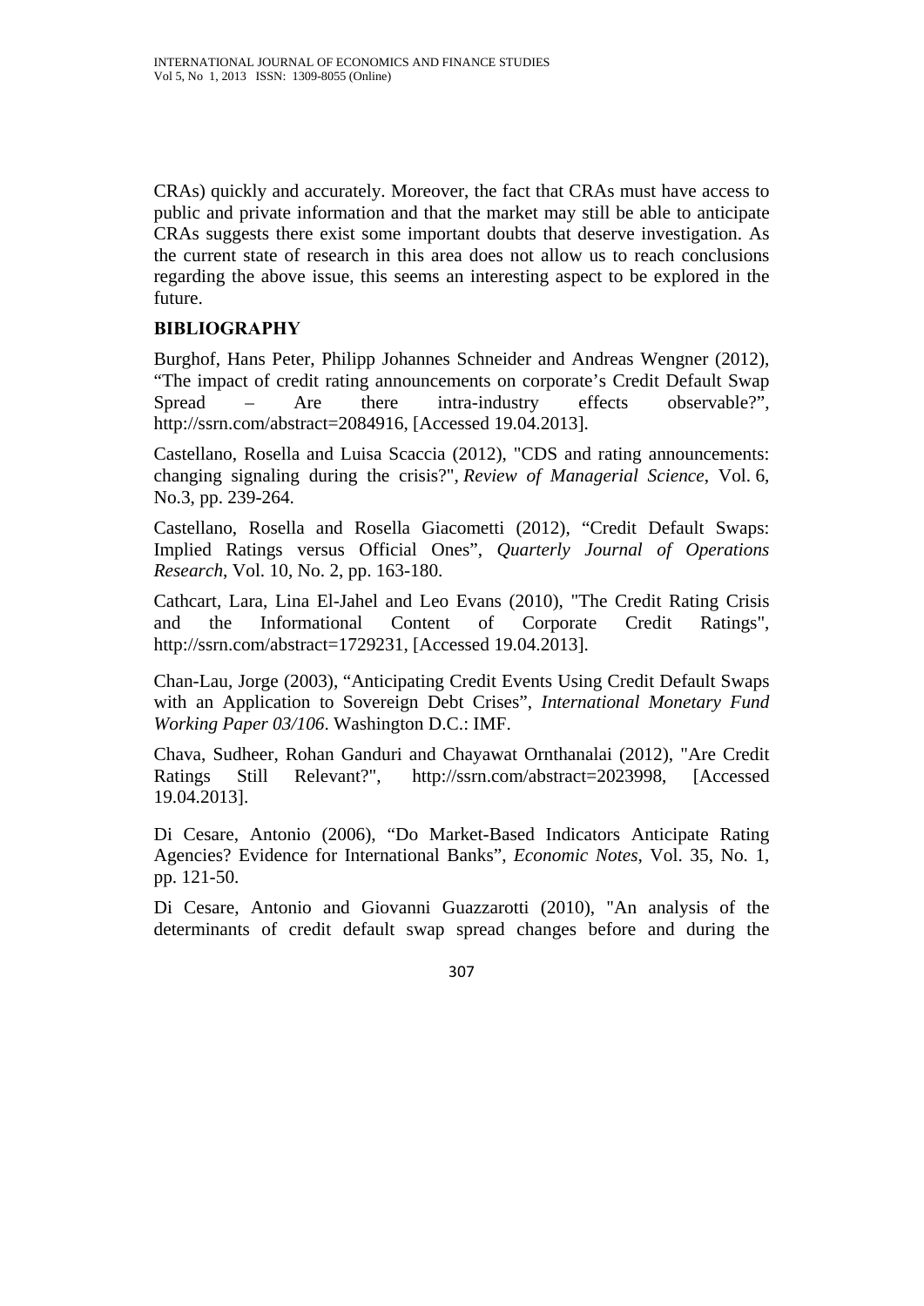CRAs) quickly and accurately. Moreover, the fact that CRAs must have access to public and private information and that the market may still be able to anticipate CRAs suggests there exist some important doubts that deserve investigation. As the current state of research in this area does not allow us to reach conclusions regarding the above issue, this seems an interesting aspect to be explored in the future.

## BIBLIOGRAPHY

Burghof, Hans Peter, Philipp Johannes Schneider and Andreas Wengner (2012), “The impact of credit rating announcements on corporate’s Credit Default Swap Spread – Are there intra-industry effects observable?”, http://ssrn.com/abstract=2084916, [Accessed 19.04.2013].

Castellano, Rosella and Luisa Scaccia (2012), "CDS and rating announcements: changing signaling during the crisis?", *Review of Managerial Science*, Vol. 6, No.3, pp. 239-264.

Castellano, Rosella and Rosella Giacometti (2012), “Credit Default Swaps: Implied Ratings versus Official Ones”, *Quarterly Journal of Operations Research*, Vol. 10, No. 2, pp. 163-180.

Cathcart, Lara, Lina El-Jahel and Leo Evans (2010), "The Credit Rating Crisis and the Informational Content of Corporate Credit Ratings", http://ssrn.com/abstract=1729231, [Accessed 19.04.2013].

Chan-Lau, Jorge (2003), “Anticipating Credit Events Using Credit Default Swaps with an Application to Sovereign Debt Crises”, *International Monetary Fund Working Paper 03/106*. Washington D.C.: IMF.

Chava, Sudheer, Rohan Ganduri and Chayawat Ornthanalai (2012), "Are Credit Ratings Still Relevant?", http://ssrn.com/abstract=2023998, [Accessed 19.04.2013].

Di Cesare, Antonio (2006), “Do Market-Based Indicators Anticipate Rating Agencies? Evidence for International Banks”, *Economic Notes*, Vol. 35, No. 1, pp. 121-50.

Di Cesare, Antonio and Giovanni Guazzarotti (2010), "An analysis of the determinants of credit default swap spread changes before and during the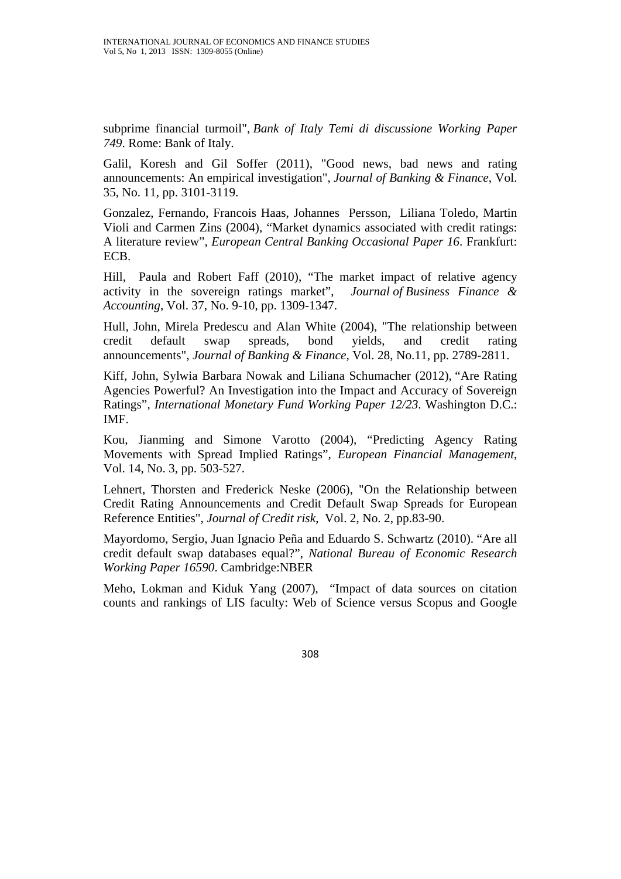subprime financial turmoil", *Bank of Italy Temi di discussione Working Paper 749*. Rome: Bank of Italy.

Galil, Koresh and Gil Soffer (2011), "Good news, bad news and rating announcements: An empirical investigation", *Journal of Banking & Finance*, Vol. 35, No. 11, pp. 3101-3119.

Gonzalez, Fernando, Francois Haas, Johannes Persson, Liliana Toledo, Martin Violi and Carmen Zins (2004), "Market dynamics associated with credit ratings: A literature review", *European Central Banking Occasional Paper 16*. Frankfurt: ECB.

Hill, Paula and Robert Faff (2010), "The market impact of relative agency activity in the sovereign ratings market", *Journal of Business Finance & Accounting*, Vol. 37, No. 9-10, pp. 1309-1347.

Hull, John, Mirela Predescu and Alan White (2004), "The relationship between credit default swap spreads, bond yields, and credit rating announcements", *Journal of Banking & Finance*, Vol. 28, No.11, pp. 2789-2811.

Kiff, John, Sylwia Barbara Nowak and Liliana Schumacher (2012), "Are Rating Agencies Powerful? An Investigation into the Impact and Accuracy of Sovereign Ratings", *International Monetary Fund Working Paper 12/23*. Washington D.C.: IMF.

Kou, Jianming and Simone Varotto (2004), "Predicting Agency Rating Movements with Spread Implied Ratings", *European Financial Management*, Vol. 14, No. 3, pp. 503-527.

Lehnert, Thorsten and Frederick Neske (2006), "On the Relationship between Credit Rating Announcements and Credit Default Swap Spreads for European Reference Entities", *Journal of Credit risk*, Vol. 2, No. 2, pp.83-90.

Mayordomo, Sergio, Juan Ignacio Peña and Eduardo S. Schwartz (2010). "Are all credit default swap databases equal?", *National Bureau of Economic Research Working Paper 16590*. Cambridge:NBER

Meho, Lokman and Kiduk Yang (2007), "Impact of data sources on citation counts and rankings of LIS faculty: Web of Science versus Scopus and Google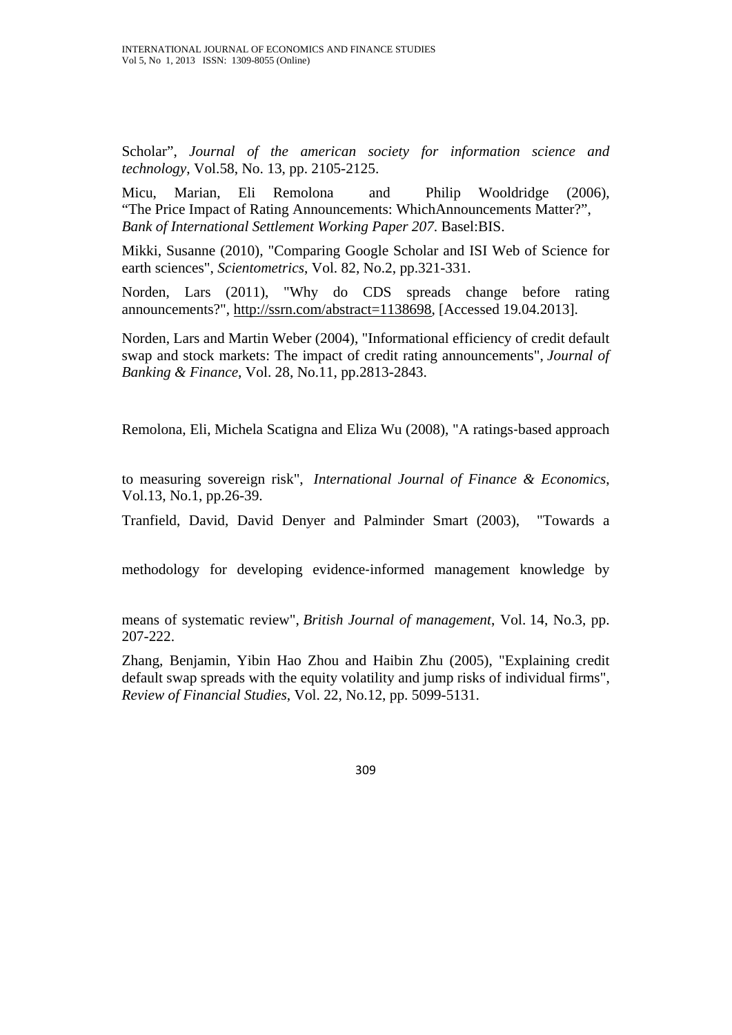Scholar", *Journal of the american society for information science and technology*, Vol.58, No. 13, pp. 2105-2125.

Micu, Marian, Eli Remolona and Philip Wooldridge (2006), "The Price Impact of Rating Announcements: WhichAnnouncements Matter?", *Bank of International Settlement Working Paper 207*. Basel:BIS.

Mikki, Susanne (2010), "Comparing Google Scholar and ISI Web of Science for earth sciences", *Scientometrics*, Vol. 82, No.2, pp.321-331.

Norden, Lars (2011), "Why do CDS spreads change before rating announcements?", http://ssrn.com/abstract=1138698, [Accessed 19.04.2013].

Norden, Lars and Martin Weber (2004), "Informational efficiency of credit default swap and stock markets: The impact of credit rating announcements", *Journal of Banking & Finance*, Vol. 28, No.11, pp.2813-2843.

Remolona, Eli, Michela Scatigna and Eliza Wu (2008), "A ratings-based approach to measuring sovereign risk", *International Journal of Finance & Economics*, Vol.13, No.1, pp.26-39.

Tranfield, David, David Denyer and Palminder Smart (2003), "Towards a methodology for developing evidence-informed management knowledge by means of systematic review", *British Journal of management*, Vol. 14, No.3, pp. 207-222.

Zhang, Benjamin, Yibin Hao Zhou and Haibin Zhu (2005), "Explaining credit default swap spreads with the equity volatility and jump risks of individual firms", *Review of Financial Studies*, Vol. 22, No.12, pp. 5099-5131.